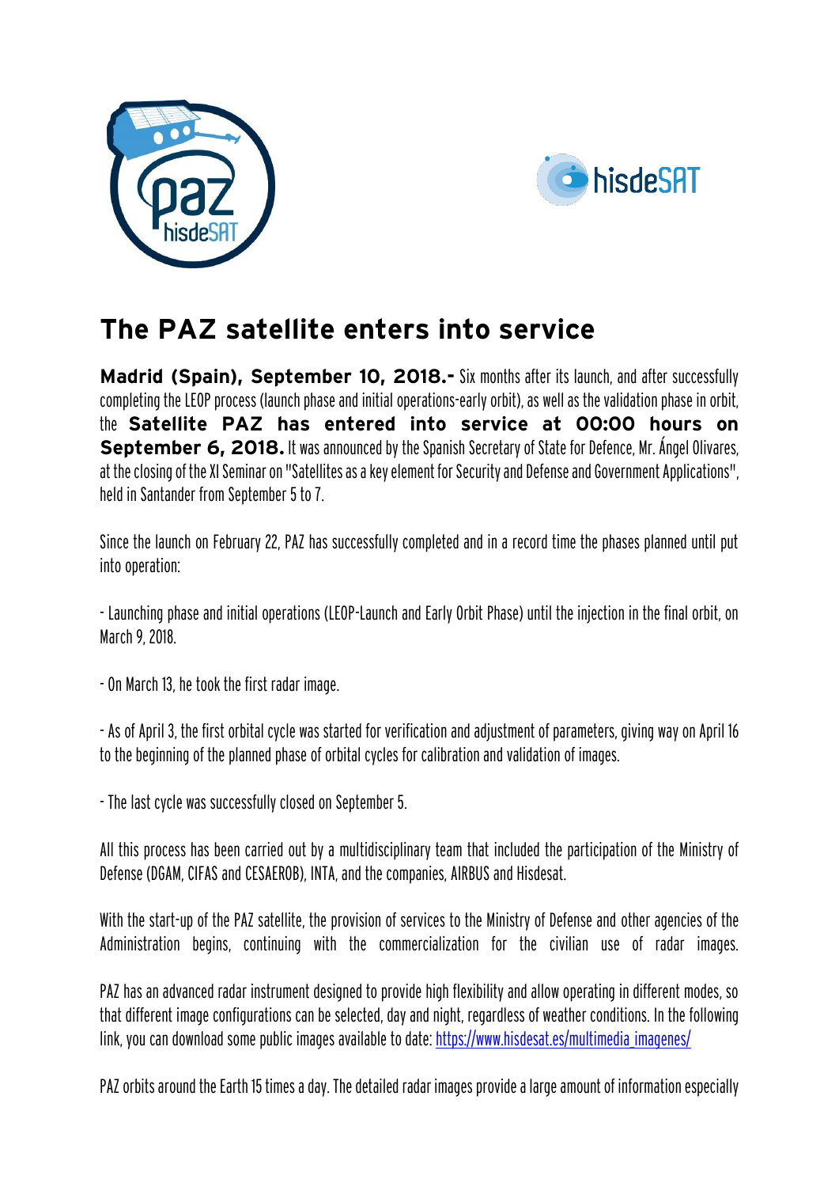# The PAZ satellite enters into service

**Madrid (Spain), September 10, 2018.-** Six months after its launch, and after successfully completing the LEOP process (launch phase and initial operations-early orbit), as well as the validation phase in orbit, the **Satellite PAZ has entered into service at 00:00 hours on September 6, 2018.** It was announced by the Spanish Secretary of State for Defence, Mr. Ángel Olivares, at the closing of the XI Seminar on "Satellites as a key element for Security and Defense and Government Applications", held in Santander from September 5 to 7.

Since the launch on February 22, PAZ has successfully completed and in a record time the phases planned until put into operation:

- Launching phase and initial operations (LEOP-Launch and Early Orbit Phase) until the injection in the final orbit, on March 9, 2018.

- On March 13, he took the first radar image.

- As of April 3, the first orbital cycle was started for verification and adjustment of parameters, giving way on April 16 to the beginning of the planned phase of orbital cycles for calibration and validation of images.

- The last cycle was successfully closed on September 5.

All this process has been carried out by a multidisciplinary team that included the participation of the Ministry of Defense (DGAM, CIFAS and CESAEROB), INTA, and the companies, AIRBUS and Hisdesat.

With the start-up of the PAZ satellite, the provision of services to the Ministry of Defense and other agencies of the Administration begins, continuing with the commercialization for the civilian use of radar images.

PAZ has an advanced radar instrument designed to provide high flexibility and allow operating in different modes, so that different image configurations can be selected, day and night, regardless of weather conditions. In the following link, you can download some public images available to date: [https://www.hisdesat.es/multimedia_imagenes/](https://www.hisdesat.es/multimedia_imagenes/)

PAZ orbits around the Earth 15 times a day. The detailed radar images provide a large amount of information especially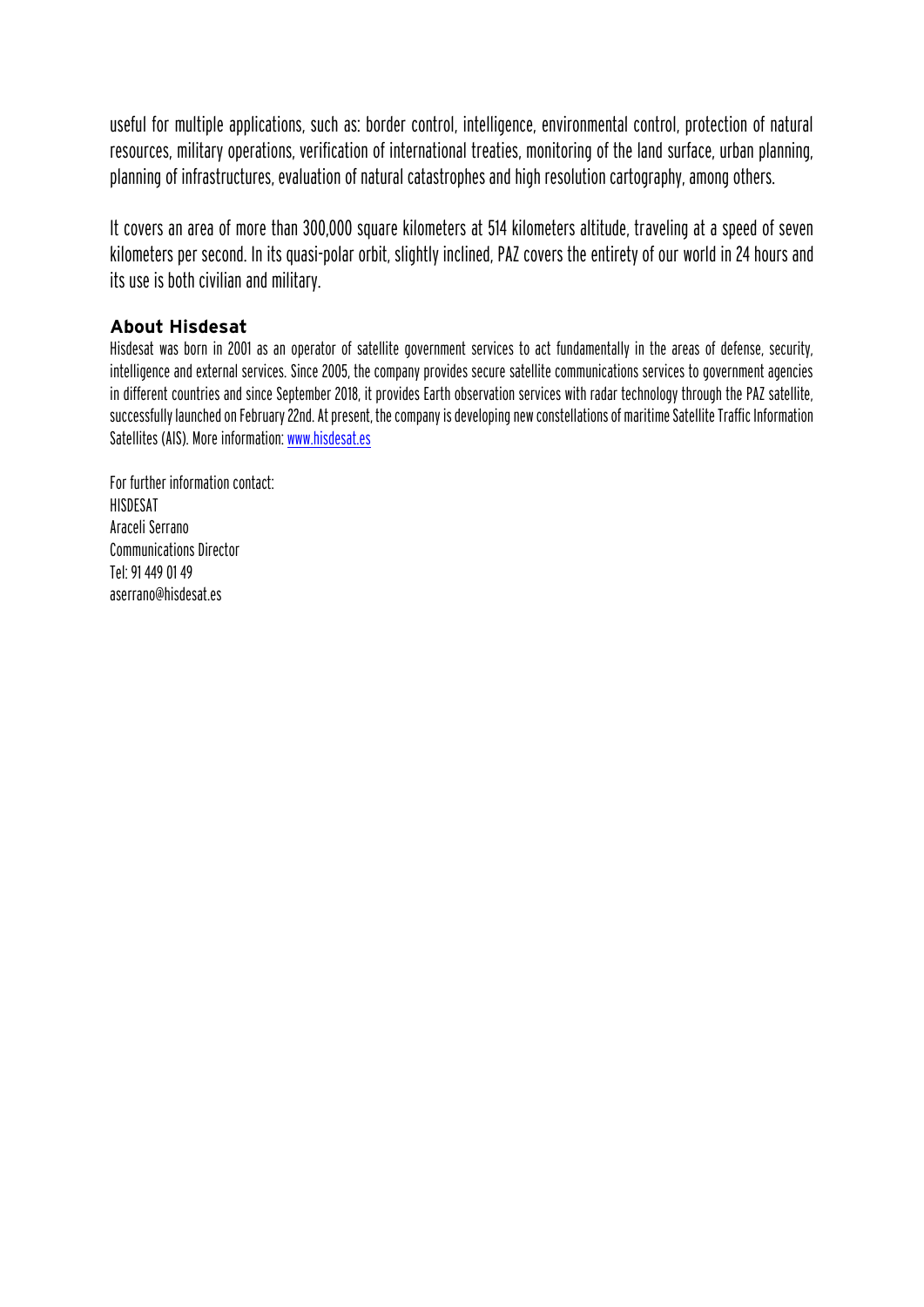useful for multiple applications, such as: border control, intelligence, environmental control, protection of natural resources, military operations, verification of international treaties, monitoring of the land surface, urban planning, planning of infrastructures, evaluation of natural catastrophes and high resolution cartography, among others.

It covers an area of more than 300,000 square kilometers at 514 kilometers altitude, traveling at a speed of seven kilometers per second. In its quasi-polar orbit, slightly inclined, PAZ covers the entirety of our world in 24 hours and its use is both civilian and military.

## About Hisdesat

Hisdesat was born in 2001 as an operator of satellite government services to act fundamentally in the areas of defense, security, intelligence and external services. Since 2005, the company provides secure satellite communications services to government agencies in different countries and since September 2018, it provides Earth observation services with radar technology through the PAZ satellite, successfully launched on February 22nd. At present, the company is developing new constellations of maritime Satellite Traffic Information Satellites (AIS). More information: [www.hisdesat.es](http://www.hisdesat.es)

For further information contact:
HISDESAT
Araceli Serrano
Communications Director
Tel: 91 449 01 49
aserrano@hisdesat.es